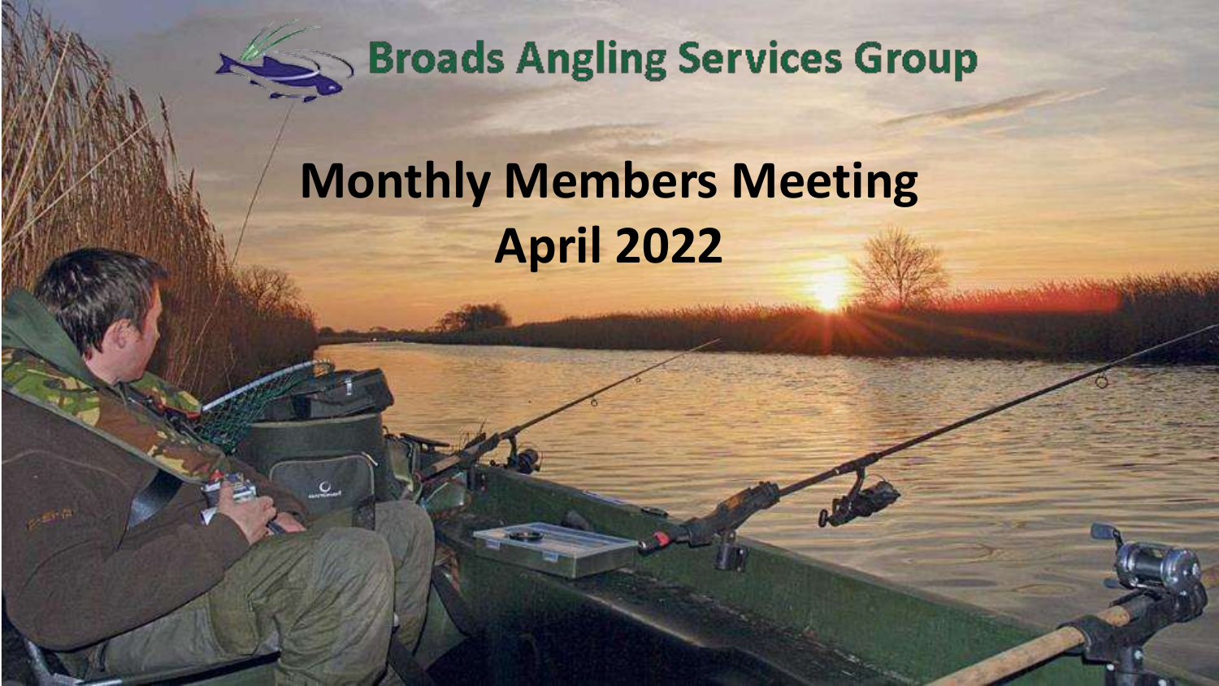Broads Angling Services Group

# Monthly Members Meeting

# April 2022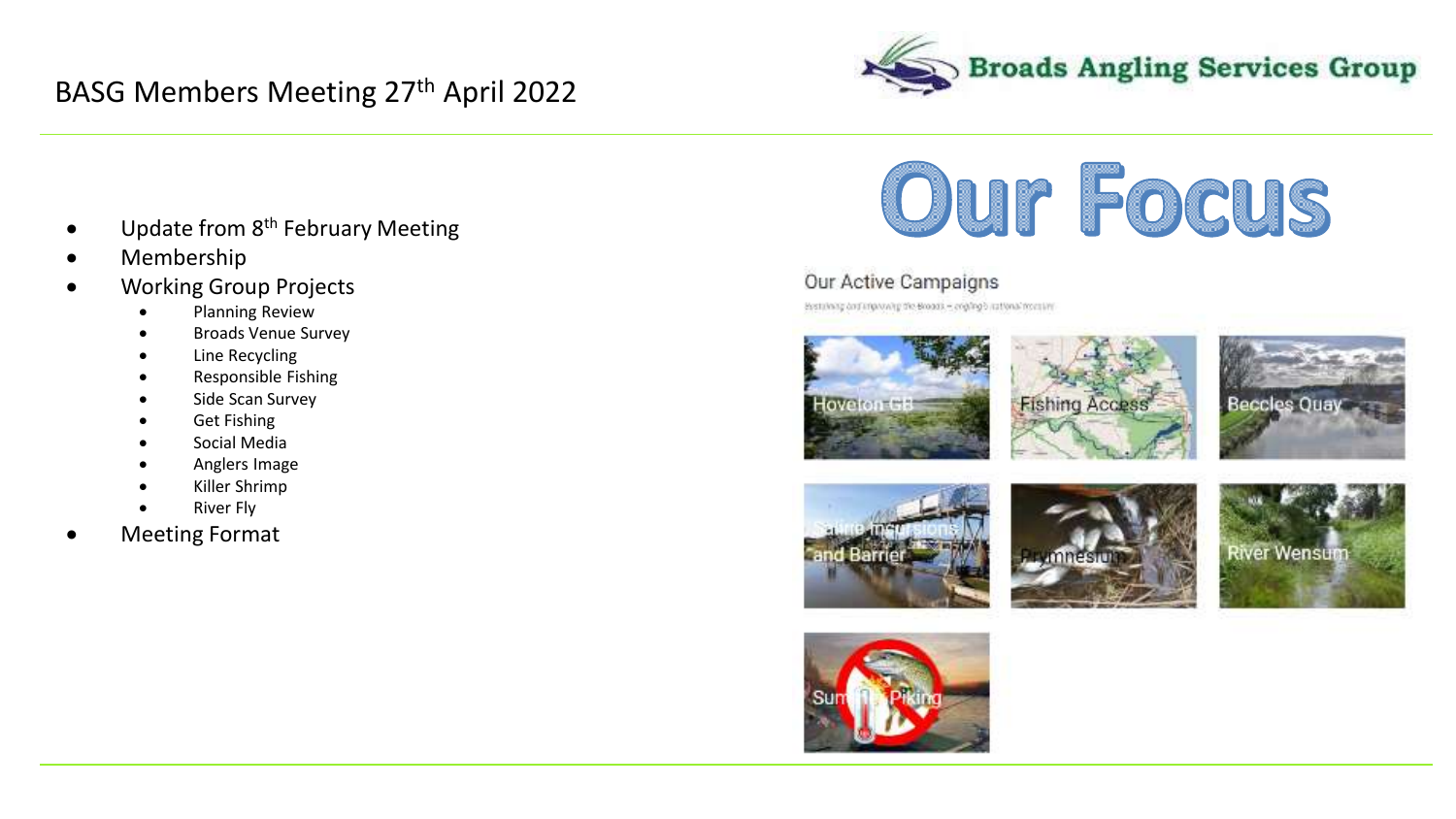BASG Members Meeting 27th April 2022

Broads Angling Services Group

- Update from 8th February Meeting
- Membership
- Working Group Projects
  - Planning Review
  - Broads Venue Survey
  - Line Recycling
  - Responsible Fishing
  - Side Scan Survey
  - Get Fishing
  - Social Media
  - Anglers Image
  - Killer Shrimp
  - River Fly
- Meeting Format

# Our Focus

## Our Active Campaigns

- Hoveton GB
- Fishing Access
- Beccles Quay
- Saline Incursions and Barrier
- Prymnesium
- River Wensum
- Summer Piking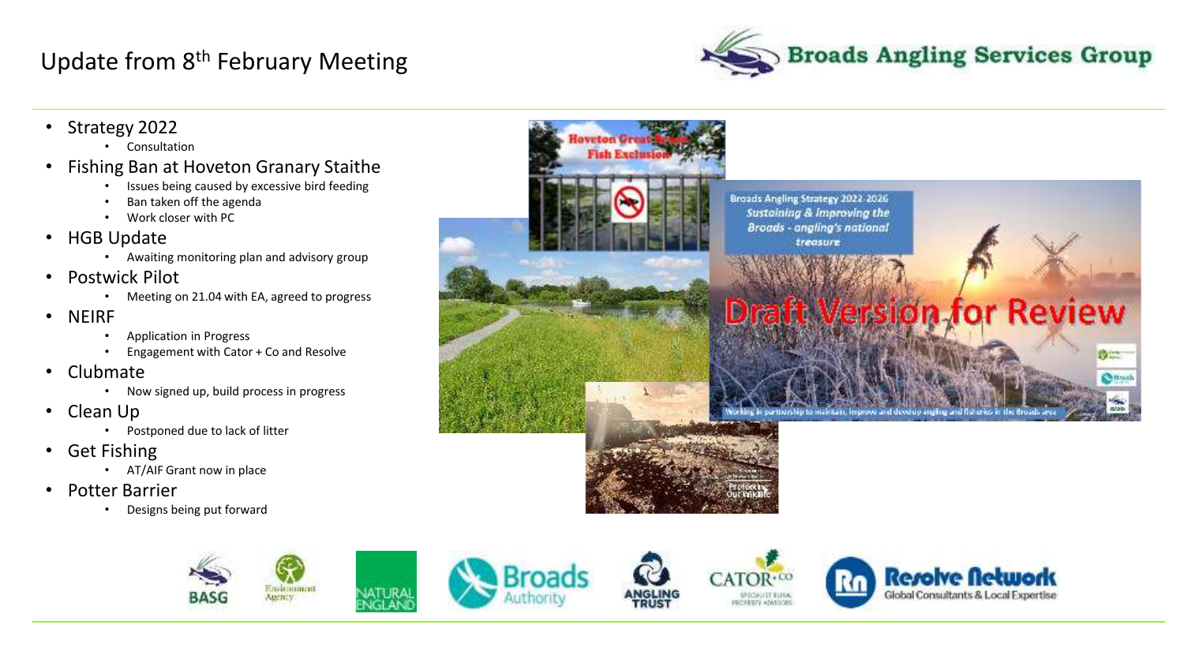# Update from 8th February Meeting

- Strategy 2022
  - Consultation
- Fishing Ban at Hoveton Granary Staithe
  - Issues being caused by excessive bird feeding
  - Ban taken off the agenda
  - Work closer with PC
- HGB Update
  - Awaiting monitoring plan and advisory group
- Postwick Pilot
  - Meeting on 21.04 with EA, agreed to progress
- NEIRF
  - Application in Progress
  - Engagement with Cator + Co and Resolve
- Clubmate
  - Now signed up, build process in progress
- Clean Up
  - Postponed due to lack of litter
- Get Fishing
  - AT/AIF Grant now in place
- Potter Barrier
  - Designs being put forward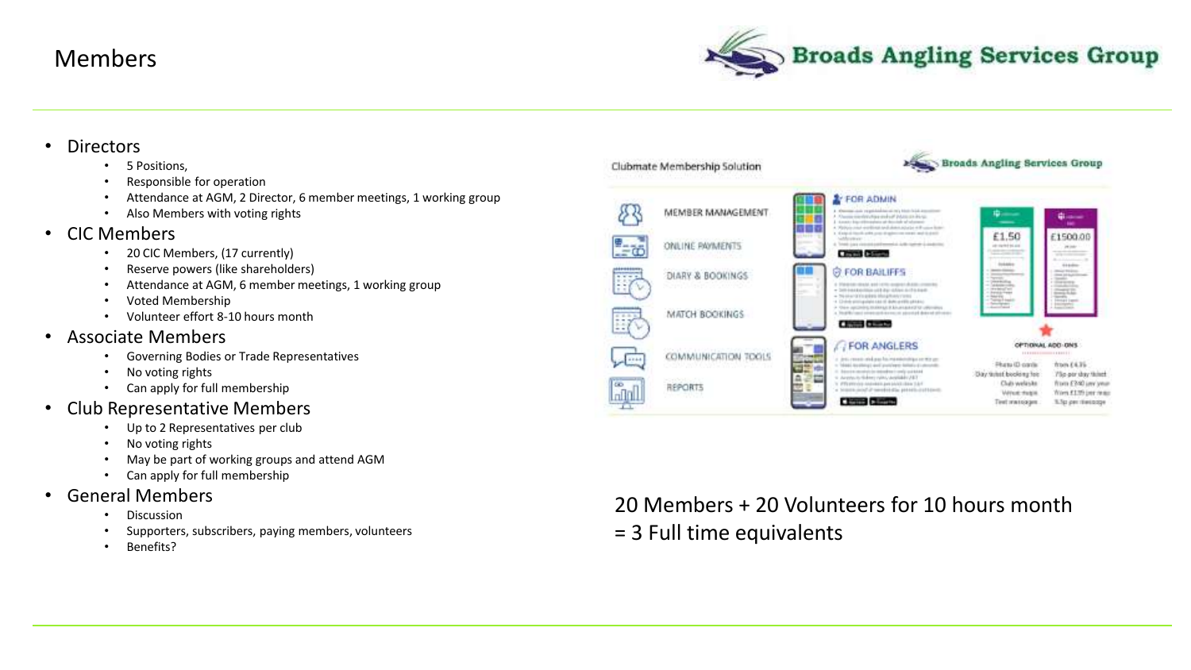# Members

- Directors
  - 5 Positions,
  - Responsible for operation
  - Attendance at AGM, 2 Director, 6 member meetings, 1 working group
  - Also Members with voting rights
- CIC Members
  - 20 CIC Members, (17 currently)
  - Reserve powers (like shareholders)
  - Attendance at AGM, 6 member meetings, 1 working group
  - Voted Membership
  - Volunteer effort 8-10 hours month
- Associate Members
  - Governing Bodies or Trade Representatives
  - No voting rights
  - Can apply for full membership
- Club Representative Members
  - Up to 2 Representatives per club
  - No voting rights
  - May be part of working groups and attend AGM
  - Can apply for full membership
- General Members
  - Discussion
  - Supporters, subscribers, paying members, volunteers
  - Benefits?

Clubmate Membership Solution

20 Members + 20 Volunteers for 10 hours month
= 3 Full time equivalents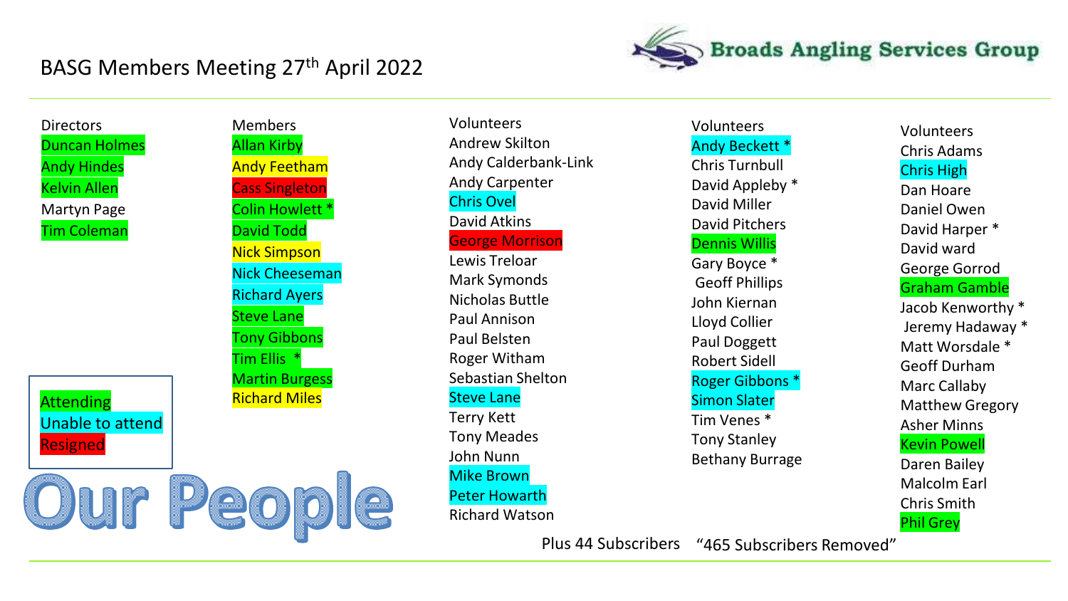# BASG Members Meeting 27th April 2022

Broads Angling Services Group

## Our People

**Directors**
- Duncan Holmes
- Andy Hindes
- Kelvin Allen
- Martyn Page
- Tim Coleman

**Members**
- Allan Kirby
- Andy Feetham
- Cass Singleton
- Colin Howlett *
- David Todd
- Nick Simpson
- Nick Cheeseman
- Richard Ayers
- Steve Lane
- Tony Gibbons
- Tim Ellis *
- Martin Burgess
- Richard Miles

**Volunteers**
- Andrew Skilton
- Andy Calderbank-Link
- Andy Carpenter
- Chris Ovel
- David Atkins
- George Morrison
- Lewis Treloar
- Mark Symonds
- Nicholas Buttle
- Paul Annison
- Paul Belsten
- Roger Witham
- Sebastian Shelton
- Steve Lane
- Terry Kett
- Tony Meades
- John Nunn
- Mike Brown
- Peter Howarth
- Richard Watson

**Volunteers**
- Andy Beckett *
- Chris Turnbull
- David Appleby *
- David Miller
- David Pitchers
- Dennis Willis
- Gary Boyce *
- Geoff Phillips
- John Kiernan
- Lloyd Collier
- Paul Doggett
- Robert Sidell
- Roger Gibbons *
- Simon Slater
- Tim Venes *
- Tony Stanley
- Bethany Burrage

**Volunteers**
- Chris Adams
- Chris High
- Dan Hoare
- Daniel Owen
- David Harper *
- David ward
- George Gorrod
- Graham Gamble
- Jacob Kenworthy *
- Jeremy Hadaway *
- Matt Worsdale *
- Geoff Durham
- Marc Callaby
- Matthew Gregory
- Asher Minns
- Kevin Powell
- Daren Bailey
- Malcolm Earl
- Chris Smith
- Phil Grey

Plus 44 Subscribers “465 Subscribers Removed”

Key:
- Attending
- Unable to attend
- Resigned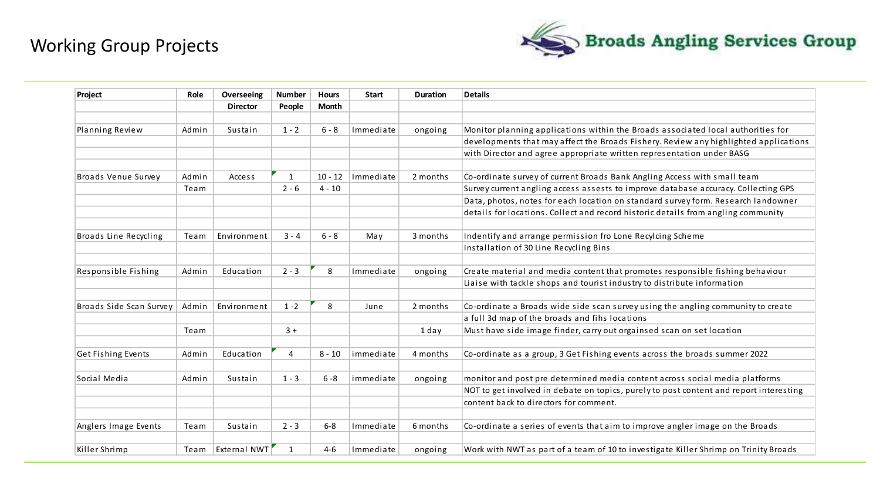# Working Group Projects

Broads Angling Services Group

| Project | Role | Overseeing Director | Number People | Hours Month | Start | Duration | Details |
|---|---|---|---|---|---|---|---|
| Planning Review | Admin | Sustain | 1 - 2 | 6 - 8 | Immediate | ongoing | Monitor planning applications within the Broads associated local authorities for developments that may affect the Broads Fishery. Review any highlighted applications with Director and agree appropriate written representation under BASG |
| Broads Venue Survey | Admin | Access | 1 | 10 - 12 | Immediate | 2 months | Co-ordinate survey of current Broads Bank Angling Access with small team |
| | Team | | 2 - 6 | 4 - 10 | | | Survey current angling access assests to improve database accuracy. Collecting GPS Data, photos, notes for each location on standard survey form. Research landowner details for locations. Collect and record historic details from angling community |
| Broads Line Recycling | Team | Environment | 3 - 4 | 6 - 8 | May | 3 months | Indentify and arrange permission fro Lone Recylcing Scheme Installation of 30 Line Recycling Bins |
| Responsible Fishing | Admin | Education | 2 - 3 | 8 | Immediate | ongoing | Create material and media content that promotes responsible fishing behaviour Liaise with tackle shops and tourist industry to distribute information |
| Broads Side Scan Survey | Admin | Environment | 1 -2 | 8 | June | 2 months | Co-ordinate a Broads wide side scan survey using the angling community to create a full 3d map of the broads and fihs locations |
| | Team | | 3 + | | | 1 day | Must have side image finder, carry out orgainsed scan on set location |
| Get Fishing Events | Admin | Education | 4 | 8 - 10 | immediate | 4 months | Co-ordinate as a group, 3 Get Fishing events across the broads summer 2022 |
| Social Media | Admin | Sustain | 1 - 3 | 6 -8 | immediate | ongoing | monitor and post pre determined media content across social media platforms NOT to get involved in debate on topics, purely to post content and report interesting content back to directors for comment. |
| Anglers Image Events | Team | Sustain | 2 - 3 | 6-8 | Immediate | 6 months | Co-ordinate a series of events that aim to improve angler image on the Broads |
| Killer Shrimp | Team | External NWT | 1 | 4-6 | Immediate | ongoing | Work with NWT as part of a team of 10 to investigate Killer Shrimp on Trinity Broads |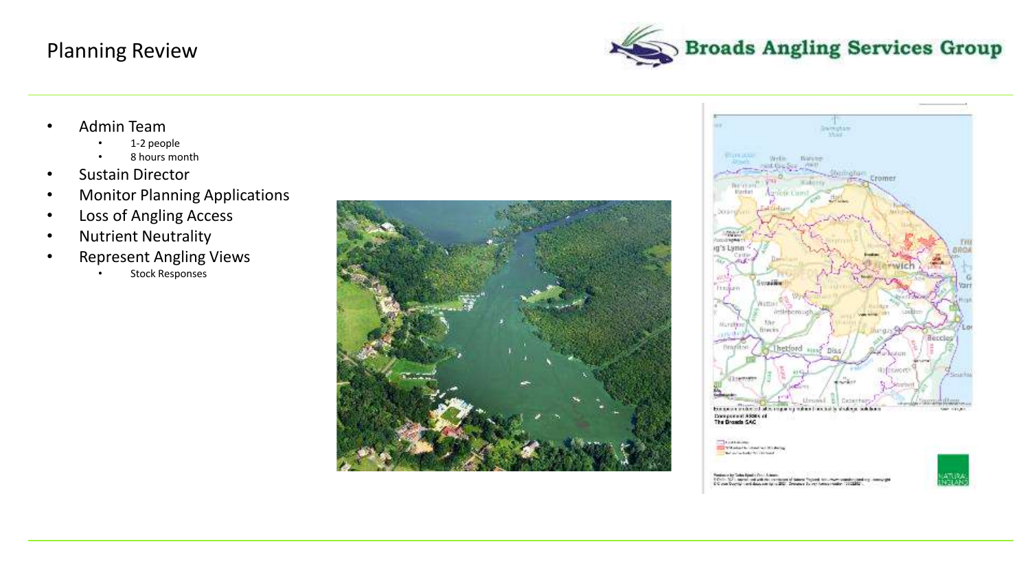# Planning Review

Broads Angling Services Group

- Admin Team
  - 1-2 people
  - 8 hours month
- Sustain Director
- Monitor Planning Applications
- Loss of Angling Access
- Nutrient Neutrality
- Represent Angling Views
  - Stock Responses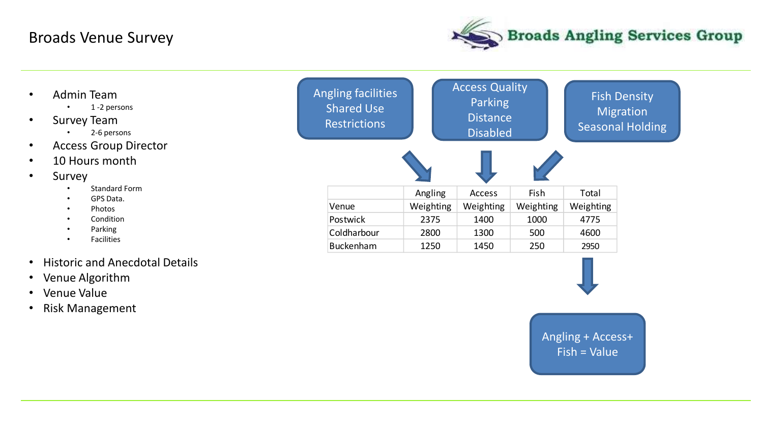# Broads Venue Survey

Broads Angling Services Group

- Admin Team
  - 1 -2 persons
- Survey Team
  - 2-6 persons
- Access Group Director
- 10 Hours month
- Survey
  - Standard Form
  - GPS Data.
  - Photos
  - Condition
  - Parking
  - Facilities
- Historic and Anecdotal Details
- Venue Algorithm
- Venue Value
- Risk Management

Angling facilities
Shared Use
Restrictions

Access Quality
Parking
Distance
Disabled

Fish Density
Migration
Seasonal Holding

| Venue | Angling Weighting | Access Weighting | Fish Weighting | Total Weighting |
| --- | --- | --- | --- | --- |
| Postwick | 2375 | 1400 | 1000 | 4775 |
| Coldharbour | 2800 | 1300 | 500 | 4600 |
| Buckenham | 1250 | 1450 | 250 | 2950 |

Angling + Access+ Fish = Value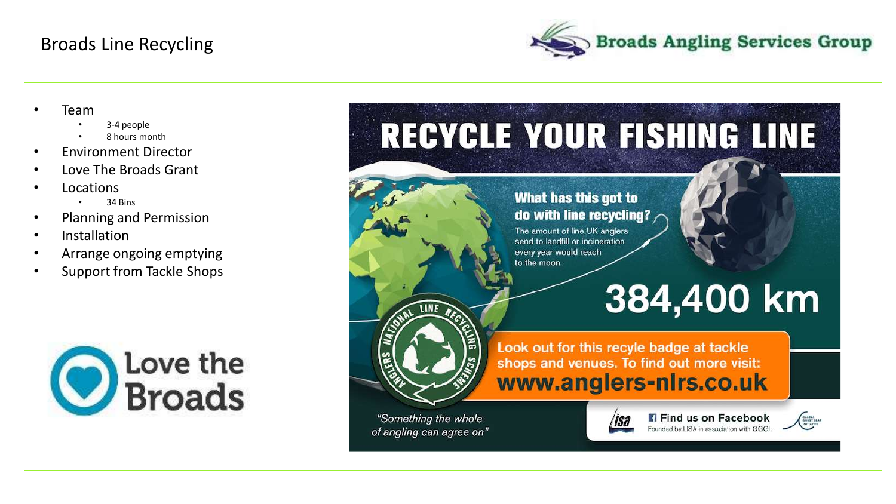# Broads Line Recycling

Broads Angling Services Group

- Team
  - 3-4 people
  - 8 hours month
- Environment Director
- Love The Broads Grant
- Locations
  - 34 Bins
- Planning and Permission
- Installation
- Arrange ongoing emptying
- Support from Tackle Shops

Love the Broads

## RECYCLE YOUR FISHING LINE

**What has this got to do with line recycling?**

The amount of line UK anglers send to landfill or incineration every year would reach to the moon.

**384,400 km**

ANGLERS NATIONAL LINE RECYCLING SCHEME

Look out for this recyle badge at tackle shops and venues. To find out more visit:
**www.anglers-nlrs.co.uk**

*"Something the whole of angling can agree on"*

Find us on Facebook
Founded by LISA in association with GGGI.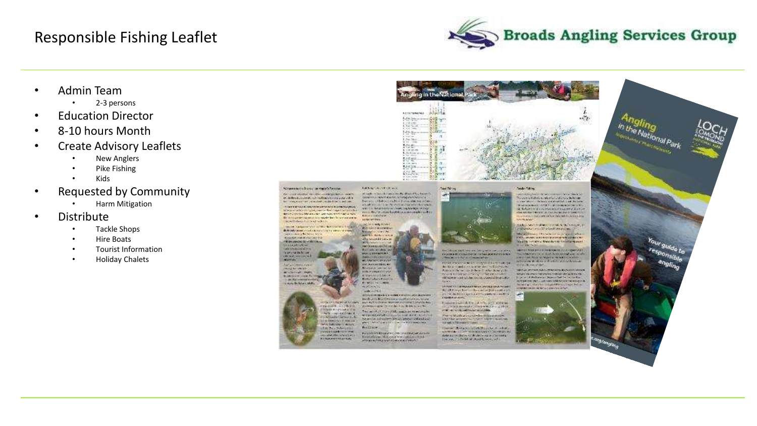# Responsible Fishing Leaflet

Broads Angling Services Group

- Admin Team
  - 2-3 persons
- Education Director
- 8-10 hours Month
- Create Advisory Leaflets
  - New Anglers
  - Pike Fishing
  - Kids
- Requested by Community
  - Harm Mitigation
- Distribute
  - Tackle Shops
  - Hire Boats
  - Tourist Information
  - Holiday Chalets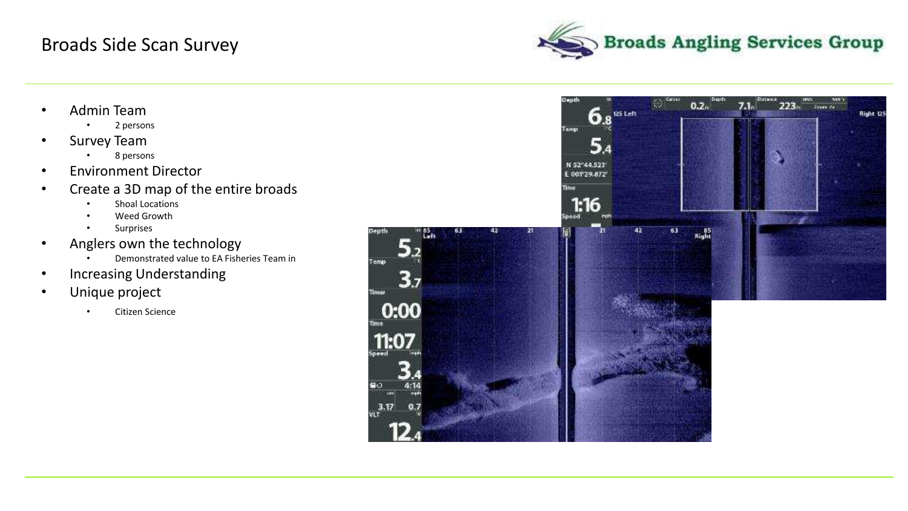# Broads Side Scan Survey

- Admin Team
  - 2 persons
- Survey Team
  - 8 persons
- Environment Director
- Create a 3D map of the entire broads
  - Shoal Locations
  - Weed Growth
  - Surprises
- Anglers own the technology
  - Demonstrated value to EA Fisheries Team in
- Increasing Understanding
- Unique project
  - Citizen Science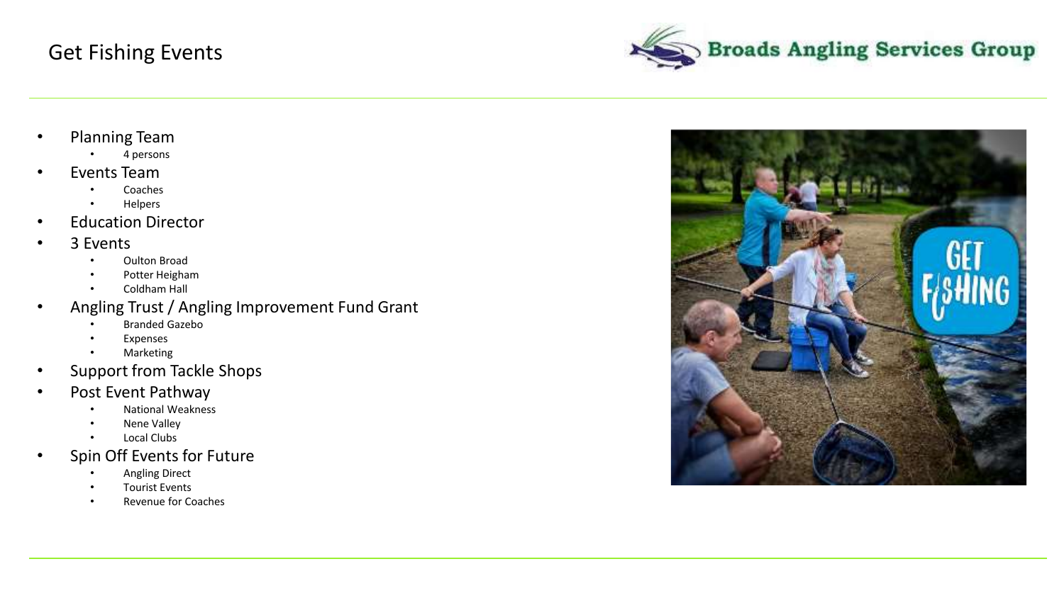# Get Fishing Events

- Planning Team
  - 4 persons
- Events Team
  - Coaches
  - Helpers
- Education Director
- 3 Events
  - Oulton Broad
  - Potter Heigham
  - Coldham Hall
- Angling Trust / Angling Improvement Fund Grant
  - Branded Gazebo
  - Expenses
  - Marketing
- Support from Tackle Shops
- Post Event Pathway
  - National Weakness
  - Nene Valley
  - Local Clubs
- Spin Off Events for Future
  - Angling Direct
  - Tourist Events
  - Revenue for Coaches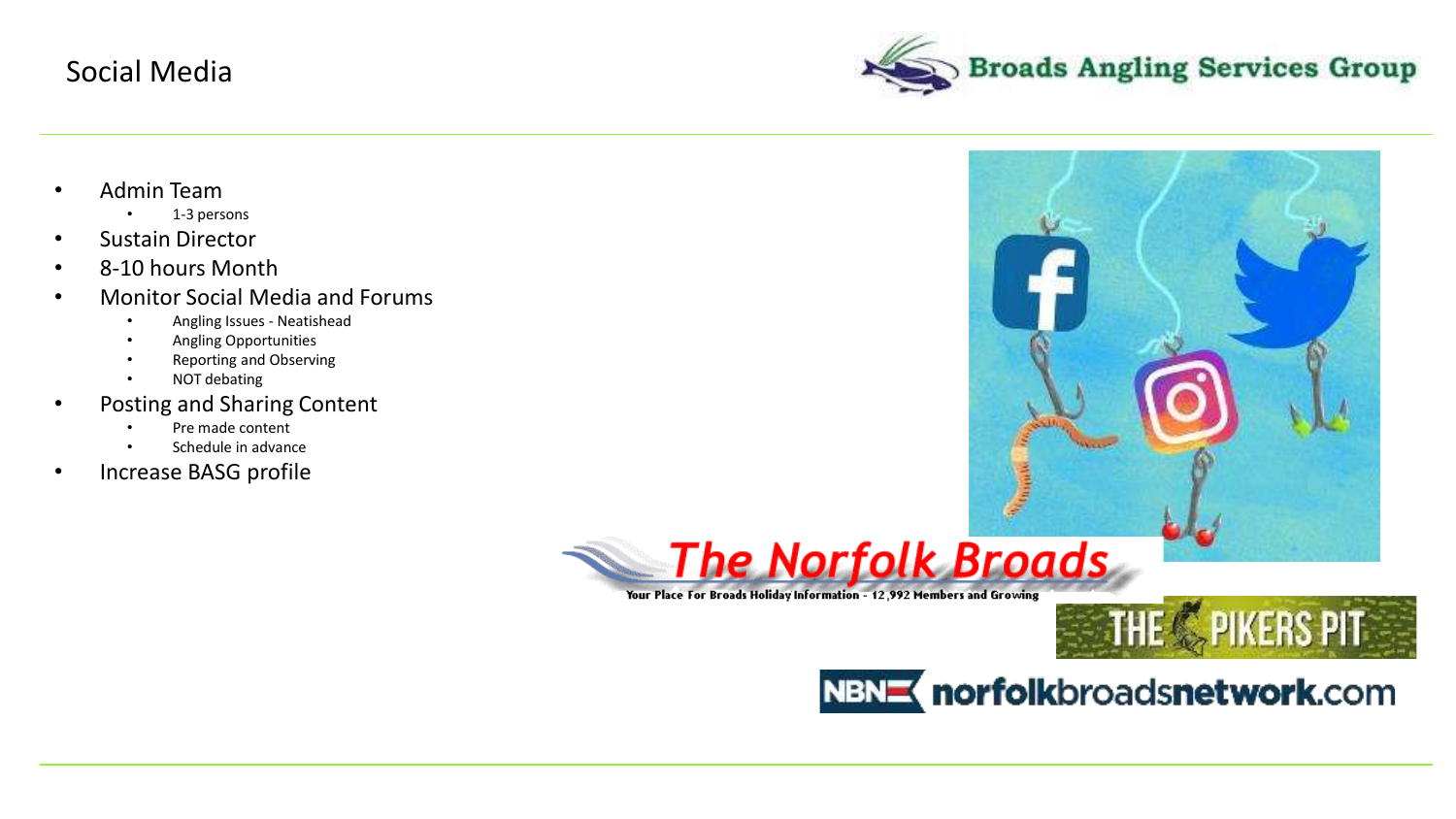# Social Media

- Admin Team
  - 1-3 persons
- Sustain Director
- 8-10 hours Month
- Monitor Social Media and Forums
  - Angling Issues - Neatishead
  - Angling Opportunities
  - Reporting and Observing
  - NOT debating
- Posting and Sharing Content
  - Pre made content
  - Schedule in advance
- Increase BASG profile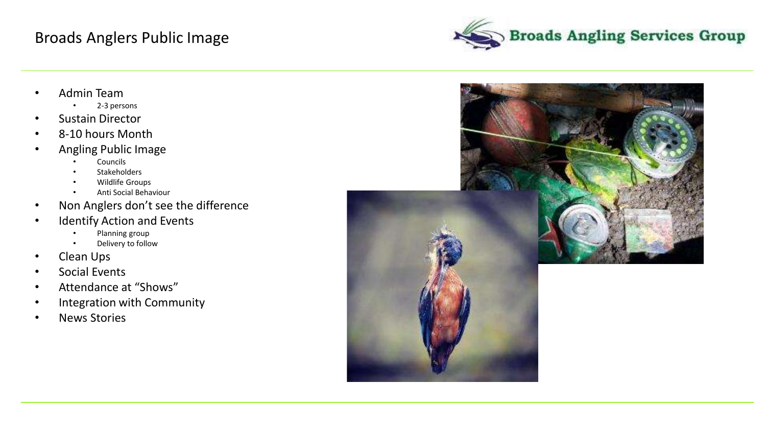# Broads Anglers Public Image

Broads Angling Services Group

- Admin Team
  - 2-3 persons
- Sustain Director
- 8-10 hours Month
- Angling Public Image
  - Councils
  - Stakeholders
  - Wildlife Groups
  - Anti Social Behaviour
- Non Anglers don't see the difference
- Identify Action and Events
  - Planning group
  - Delivery to follow
- Clean Ups
- Social Events
- Attendance at "Shows"
- Integration with Community
- News Stories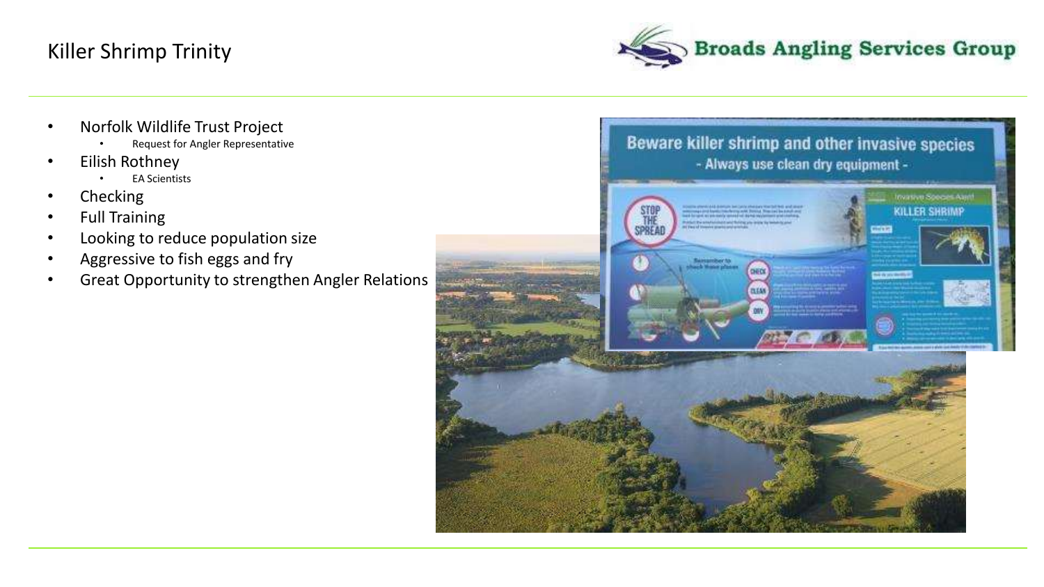# Killer Shrimp Trinity

- Norfolk Wildlife Trust Project
  - Request for Angler Representative
- Eilish Rothney
  - EA Scientists
- Checking
- Full Training
- Looking to reduce population size
- Aggressive to fish eggs and fry
- Great Opportunity to strengthen Angler Relations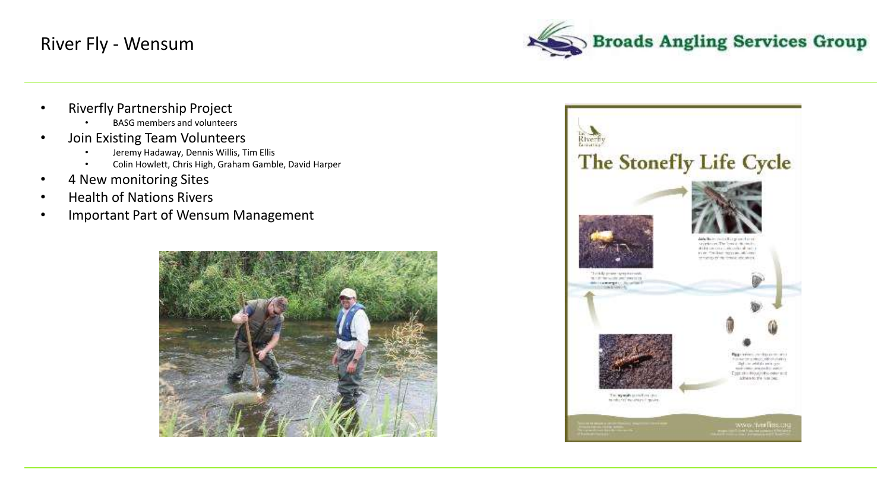# River Fly - Wensum

- Riverfly Partnership Project
  - BASG members and volunteers
- Join Existing Team Volunteers
  - Jeremy Hadaway, Dennis Willis, Tim Ellis
  - Colin Howlett, Chris High, Graham Gamble, David Harper
- 4 New monitoring Sites
- Health of Nations Rivers
- Important Part of Wensum Management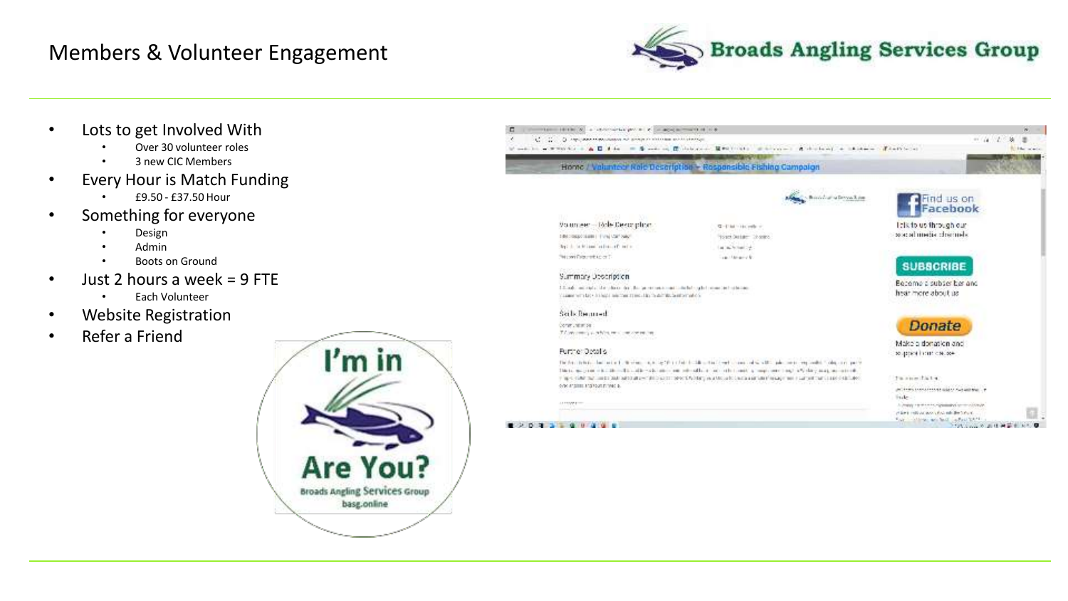# Members & Volunteer Engagement

- Lots to get Involved With
  - Over 30 volunteer roles
  - 3 new CIC Members
- Every Hour is Match Funding
  - £9.50 - £37.50 Hour
- Something for everyone
  - Design
  - Admin
  - Boots on Ground
- Just 2 hours a week = 9 FTE
  - Each Volunteer
- Website Registration
- Refer a Friend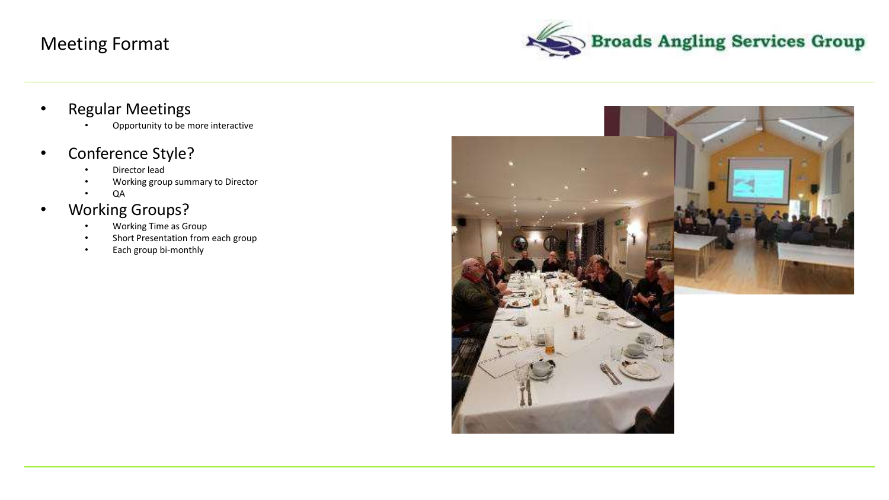# Meeting Format

- Regular Meetings
  - Opportunity to be more interactive
- Conference Style?
  - Director lead
  - Working group summary to Director
  - QA
- Working Groups?
  - Working Time as Group
  - Short Presentation from each group
  - Each group bi-monthly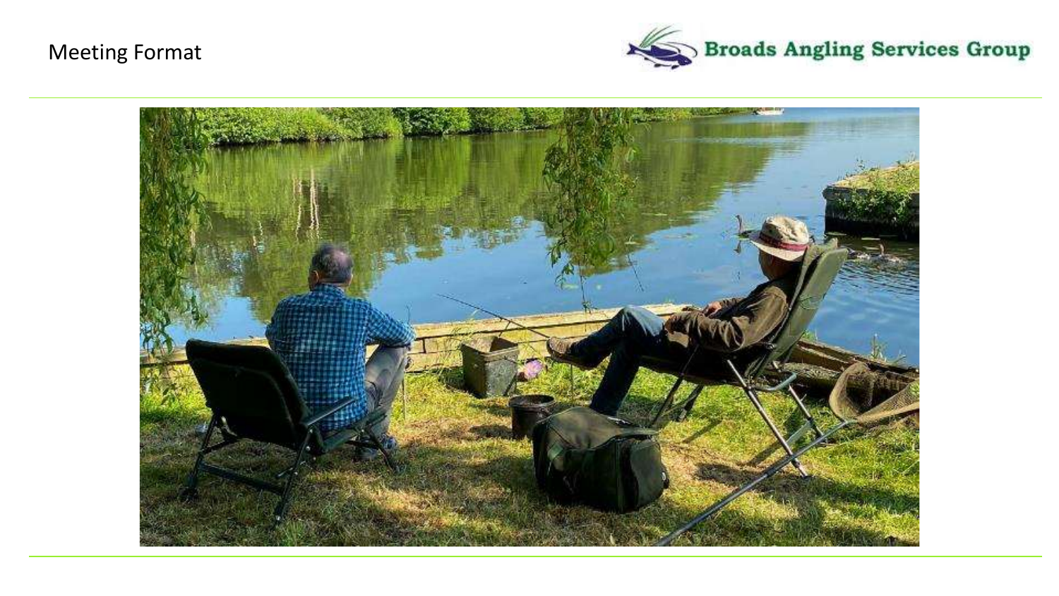Meeting Format

Broads Angling Services Group